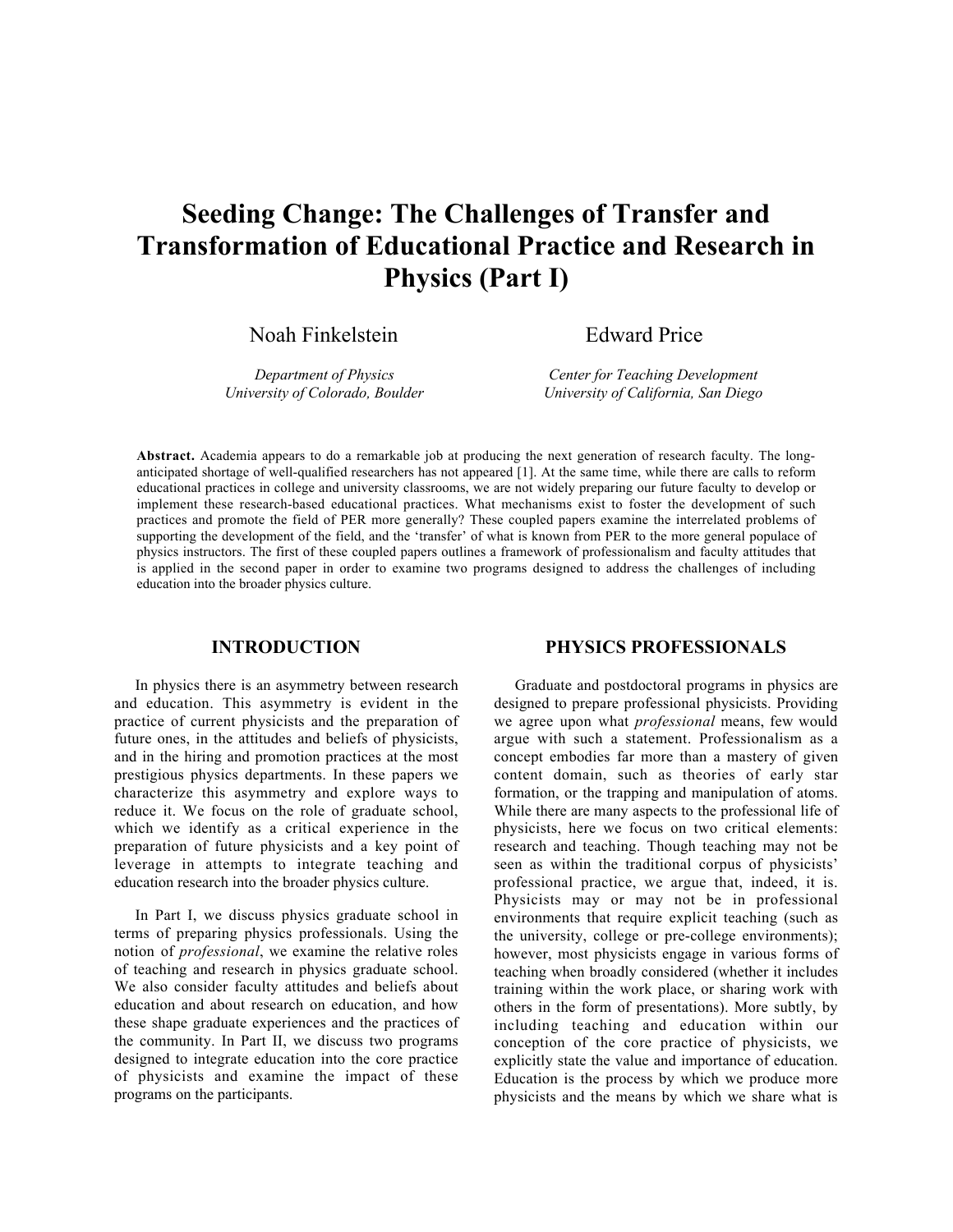# Seeding Change: The Challenges of Transfer and Transformation of Educational Practice and Research in Physics (Part I)

Noah Finkelstein

*Department of Physics*
*University of Colorado, Boulder*

Edward Price

*Center for Teaching Development*
*University of California, San Diego*

**Abstract.** Academia appears to do a remarkable job at producing the next generation of research faculty. The long-anticipated shortage of well-qualified researchers has not appeared [1]. At the same time, while there are calls to reform educational practices in college and university classrooms, we are not widely preparing our future faculty to develop or implement these research-based educational practices. What mechanisms exist to foster the development of such practices and promote the field of PER more generally? These coupled papers examine the interrelated problems of supporting the development of the field, and the 'transfer' of what is known from PER to the more general populace of physics instructors. The first of these coupled papers outlines a framework of professionalism and faculty attitudes that is applied in the second paper in order to examine two programs designed to address the challenges of including education into the broader physics culture.

## INTRODUCTION

In physics there is an asymmetry between research and education. This asymmetry is evident in the practice of current physicists and the preparation of future ones, in the attitudes and beliefs of physicists, and in the hiring and promotion practices at the most prestigious physics departments. In these papers we characterize this asymmetry and explore ways to reduce it. We focus on the role of graduate school, which we identify as a critical experience in the preparation of future physicists and a key point of leverage in attempts to integrate teaching and education research into the broader physics culture.

In Part I, we discuss physics graduate school in terms of preparing physics professionals. Using the notion of *professional*, we examine the relative roles of teaching and research in physics graduate school. We also consider faculty attitudes and beliefs about education and about research on education, and how these shape graduate experiences and the practices of the community. In Part II, we discuss two programs designed to integrate education into the core practice of physicists and examine the impact of these programs on the participants.

## PHYSICS PROFESSIONALS

Graduate and postdoctoral programs in physics are designed to prepare professional physicists. Providing we agree upon what *professional* means, few would argue with such a statement. Professionalism as a concept embodies far more than a mastery of given content domain, such as theories of early star formation, or the trapping and manipulation of atoms. While there are many aspects to the professional life of physicists, here we focus on two critical elements: research and teaching. Though teaching may not be seen as within the traditional corpus of physicists' professional practice, we argue that, indeed, it is. Physicists may or may not be in professional environments that require explicit teaching (such as the university, college or pre-college environments); however, most physicists engage in various forms of teaching when broadly considered (whether it includes training within the work place, or sharing work with others in the form of presentations). More subtly, by including teaching and education within our conception of the core practice of physicists, we explicitly state the value and importance of education. Education is the process by which we produce more physicists and the means by which we share what is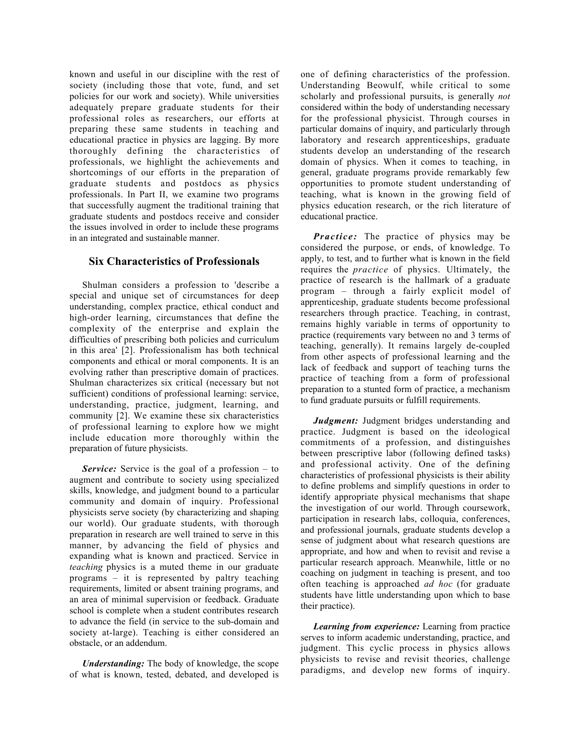known and useful in our discipline with the rest of society (including those that vote, fund, and set policies for our work and society). While universities adequately prepare graduate students for their professional roles as researchers, our efforts at preparing these same students in teaching and educational practice in physics are lagging. By more thoroughly defining the characteristics of professionals, we highlight the achievements and shortcomings of our efforts in the preparation of graduate students and postdocs as physics professionals. In Part II, we examine two programs that successfully augment the traditional training that graduate students and postdocs receive and consider the issues involved in order to include these programs in an integrated and sustainable manner.

## Six Characteristics of Professionals

Shulman considers a profession to 'describe a special and unique set of circumstances for deep understanding, complex practice, ethical conduct and high-order learning, circumstances that define the complexity of the enterprise and explain the difficulties of prescribing both policies and curriculum in this area' [2]. Professionalism has both technical components and ethical or moral components. It is an evolving rather than prescriptive domain of practices. Shulman characterizes six critical (necessary but not sufficient) conditions of professional learning: service, understanding, practice, judgment, learning, and community [2]. We examine these six characteristics of professional learning to explore how we might include education more thoroughly within the preparation of future physicists.

***Service:*** Service is the goal of a profession – to augment and contribute to society using specialized skills, knowledge, and judgment bound to a particular community and domain of inquiry. Professional physicists serve society (by characterizing and shaping our world). Our graduate students, with thorough preparation in research are well trained to serve in this manner, by advancing the field of physics and expanding what is known and practiced. Service in *teaching* physics is a muted theme in our graduate programs – it is represented by paltry teaching requirements, limited or absent training programs, and an area of minimal supervision or feedback. Graduate school is complete when a student contributes research to advance the field (in service to the sub-domain and society at-large). Teaching is either considered an obstacle, or an addendum.

***Understanding:*** The body of knowledge, the scope of what is known, tested, debated, and developed is one of defining characteristics of the profession. Understanding Beowulf, while critical to some scholarly and professional pursuits, is generally *not* considered within the body of understanding necessary for the professional physicist. Through courses in particular domains of inquiry, and particularly through laboratory and research apprenticeships, graduate students develop an understanding of the research domain of physics. When it comes to teaching, in general, graduate programs provide remarkably few opportunities to promote student understanding of teaching, what is known in the growing field of physics education research, or the rich literature of educational practice.

***Practice:*** The practice of physics may be considered the purpose, or ends, of knowledge. To apply, to test, and to further what is known in the field requires the *practice* of physics. Ultimately, the practice of research is the hallmark of a graduate program – through a fairly explicit model of apprenticeship, graduate students become professional researchers through practice. Teaching, in contrast, remains highly variable in terms of opportunity to practice (requirements vary between no and 3 terms of teaching, generally). It remains largely de-coupled from other aspects of professional learning and the lack of feedback and support of teaching turns the practice of teaching from a form of professional preparation to a stunted form of practice, a mechanism to fund graduate pursuits or fulfill requirements.

***Judgment:*** Judgment bridges understanding and practice. Judgment is based on the ideological commitments of a profession, and distinguishes between prescriptive labor (following defined tasks) and professional activity. One of the defining characteristics of professional physicists is their ability to define problems and simplify questions in order to identify appropriate physical mechanisms that shape the investigation of our world. Through coursework, participation in research labs, colloquia, conferences, and professional journals, graduate students develop a sense of judgment about what research questions are appropriate, and how and when to revisit and revise a particular research approach. Meanwhile, little or no coaching on judgment in teaching is present, and too often teaching is approached *ad hoc* (for graduate students have little understanding upon which to base their practice).

***Learning from experience:*** Learning from practice serves to inform academic understanding, practice, and judgment. This cyclic process in physics allows physicists to revise and revisit theories, challenge paradigms, and develop new forms of inquiry.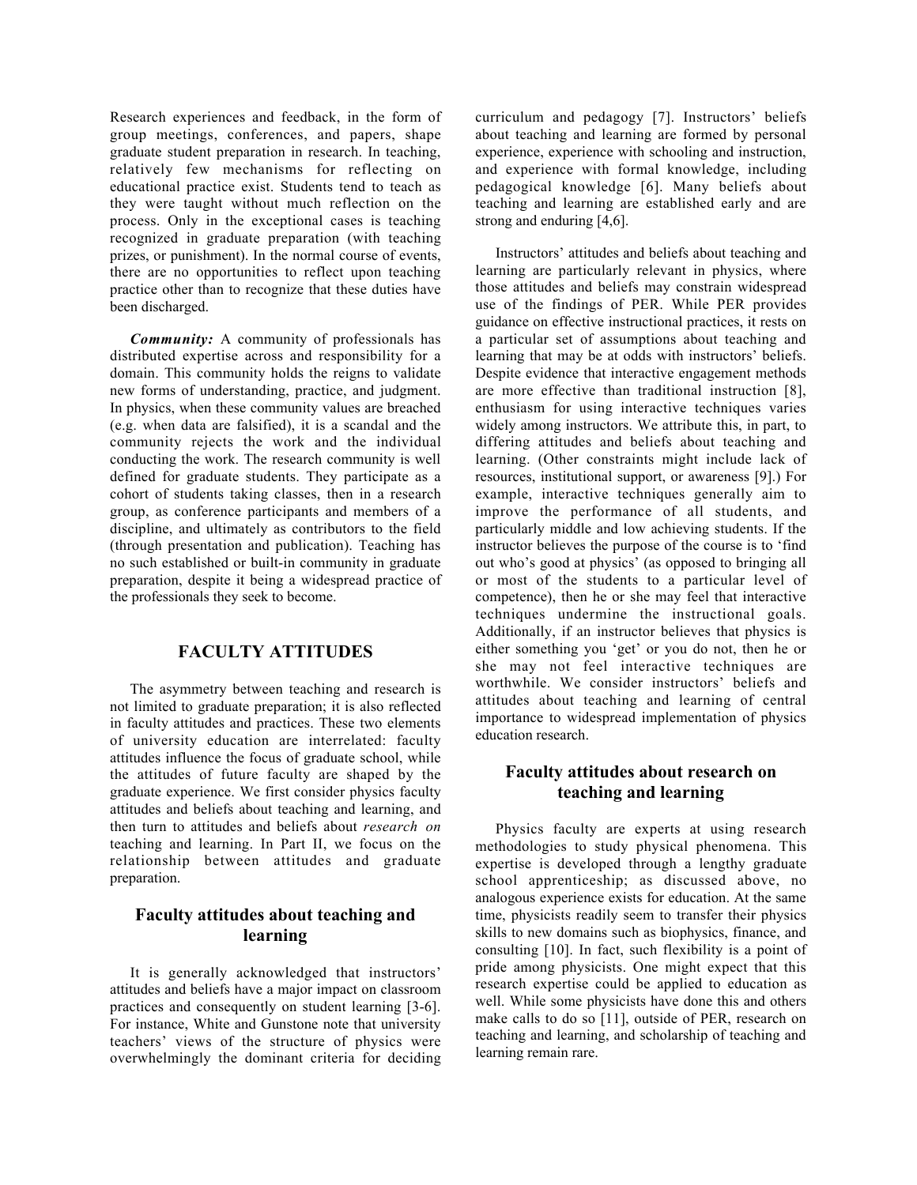Research experiences and feedback, in the form of group meetings, conferences, and papers, shape graduate student preparation in research. In teaching, relatively few mechanisms for reflecting on educational practice exist. Students tend to teach as they were taught without much reflection on the process. Only in the exceptional cases is teaching recognized in graduate preparation (with teaching prizes, or punishment). In the normal course of events, there are no opportunities to reflect upon teaching practice other than to recognize that these duties have been discharged.

***Community:*** A community of professionals has distributed expertise across and responsibility for a domain. This community holds the reigns to validate new forms of understanding, practice, and judgment. In physics, when these community values are breached (e.g. when data are falsified), it is a scandal and the community rejects the work and the individual conducting the work. The research community is well defined for graduate students. They participate as a cohort of students taking classes, then in a research group, as conference participants and members of a discipline, and ultimately as contributors to the field (through presentation and publication). Teaching has no such established or built-in community in graduate preparation, despite it being a widespread practice of the professionals they seek to become.

## FACULTY ATTITUDES

The asymmetry between teaching and research is not limited to graduate preparation; it is also reflected in faculty attitudes and practices. These two elements of university education are interrelated: faculty attitudes influence the focus of graduate school, while the attitudes of future faculty are shaped by the graduate experience. We first consider physics faculty attitudes and beliefs about teaching and learning, and then turn to attitudes and beliefs about *research on* teaching and learning. In Part II, we focus on the relationship between attitudes and graduate preparation.

### Faculty attitudes about teaching and learning

It is generally acknowledged that instructors' attitudes and beliefs have a major impact on classroom practices and consequently on student learning [3-6]. For instance, White and Gunstone note that university teachers' views of the structure of physics were overwhelmingly the dominant criteria for deciding curriculum and pedagogy [7]. Instructors' beliefs about teaching and learning are formed by personal experience, experience with schooling and instruction, and experience with formal knowledge, including pedagogical knowledge [6]. Many beliefs about teaching and learning are established early and are strong and enduring [4,6].

Instructors' attitudes and beliefs about teaching and learning are particularly relevant in physics, where those attitudes and beliefs may constrain widespread use of the findings of PER. While PER provides guidance on effective instructional practices, it rests on a particular set of assumptions about teaching and learning that may be at odds with instructors' beliefs. Despite evidence that interactive engagement methods are more effective than traditional instruction [8], enthusiasm for using interactive techniques varies widely among instructors. We attribute this, in part, to differing attitudes and beliefs about teaching and learning. (Other constraints might include lack of resources, institutional support, or awareness [9].) For example, interactive techniques generally aim to improve the performance of all students, and particularly middle and low achieving students. If the instructor believes the purpose of the course is to 'find out who's good at physics' (as opposed to bringing all or most of the students to a particular level of competence), then he or she may feel that interactive techniques undermine the instructional goals. Additionally, if an instructor believes that physics is either something you 'get' or you do not, then he or she may not feel interactive techniques are worthwhile. We consider instructors' beliefs and attitudes about teaching and learning of central importance to widespread implementation of physics education research.

### Faculty attitudes about research on teaching and learning

Physics faculty are experts at using research methodologies to study physical phenomena. This expertise is developed through a lengthy graduate school apprenticeship; as discussed above, no analogous experience exists for education. At the same time, physicists readily seem to transfer their physics skills to new domains such as biophysics, finance, and consulting [10]. In fact, such flexibility is a point of pride among physicists. One might expect that this research expertise could be applied to education as well. While some physicists have done this and others make calls to do so [11], outside of PER, research on teaching and learning, and scholarship of teaching and learning remain rare.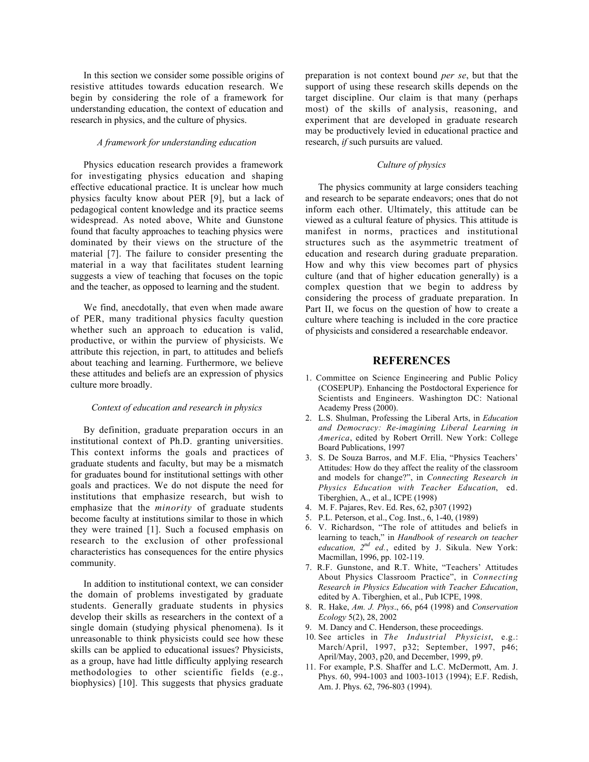In this section we consider some possible origins of resistive attitudes towards education research. We begin by considering the role of a framework for understanding education, the context of education and research in physics, and the culture of physics.

### *A framework for understanding education*

Physics education research provides a framework for investigating physics education and shaping effective educational practice. It is unclear how much physics faculty know about PER [9], but a lack of pedagogical content knowledge and its practice seems widespread. As noted above, White and Gunstone found that faculty approaches to teaching physics were dominated by their views on the structure of the material [7]. The failure to consider presenting the material in a way that facilitates student learning suggests a view of teaching that focuses on the topic and the teacher, as opposed to learning and the student.

We find, anecdotally, that even when made aware of PER, many traditional physics faculty question whether such an approach to education is valid, productive, or within the purview of physicists. We attribute this rejection, in part, to attitudes and beliefs about teaching and learning. Furthermore, we believe these attitudes and beliefs are an expression of physics culture more broadly.

### *Context of education and research in physics*

By definition, graduate preparation occurs in an institutional context of Ph.D. granting universities. This context informs the goals and practices of graduate students and faculty, but may be a mismatch for graduates bound for institutional settings with other goals and practices. We do not dispute the need for institutions that emphasize research, but wish to emphasize that the *minority* of graduate students become faculty at institutions similar to those in which they were trained [1]. Such a focused emphasis on research to the exclusion of other professional characteristics has consequences for the entire physics community.

In addition to institutional context, we can consider the domain of problems investigated by graduate students. Generally graduate students in physics develop their skills as researchers in the context of a single domain (studying physical phenomena). Is it unreasonable to think physicists could see how these skills can be applied to educational issues? Physicists, as a group, have had little difficulty applying research methodologies to other scientific fields (e.g., biophysics) [10]. This suggests that physics graduate preparation is not context bound *per se*, but that the support of using these research skills depends on the target discipline. Our claim is that many (perhaps most) of the skills of analysis, reasoning, and experiment that are developed in graduate research may be productively levied in educational practice and research, *if* such pursuits are valued.

### *Culture of physics*

The physics community at large considers teaching and research to be separate endeavors; ones that do not inform each other. Ultimately, this attitude can be viewed as a cultural feature of physics. This attitude is manifest in norms, practices and institutional structures such as the asymmetric treatment of education and research during graduate preparation. How and why this view becomes part of physics culture (and that of higher education generally) is a complex question that we begin to address by considering the process of graduate preparation. In Part II, we focus on the question of how to create a culture where teaching is included in the core practice of physicists and considered a researchable endeavor.

## REFERENCES

1. Committee on Science Engineering and Public Policy (COSEPUP). Enhancing the Postdoctoral Experience for Scientists and Engineers. Washington DC: National Academy Press (2000).
2. L.S. Shulman, Professing the Liberal Arts, in *Education and Democracy: Re-imagining Liberal Learning in America*, edited by Robert Orrill. New York: College Board Publications, 1997
3. S. De Souza Barros, and M.F. Elia, "Physics Teachers' Attitudes: How do they affect the reality of the classroom and models for change?", in *Connecting Research in Physics Education with Teacher Education*, ed. Tiberghien, A., et al., ICPE (1998)
4. M. F. Pajares, Rev. Ed. Res, 62, p307 (1992)
5. P.L. Peterson, et al., Cog. Inst., 6, 1-40, (1989)
6. V. Richardson, "The role of attitudes and beliefs in learning to teach," in *Handbook of research on teacher education, 2nd ed.*, edited by J. Sikula. New York: Macmillan, 1996, pp. 102-119.
7. R.F. Gunstone, and R.T. White, "Teachers' Attitudes About Physics Classroom Practice", in *Connecting Research in Physics Education with Teacher Education*, edited by A. Tiberghien, et al., Pub ICPE, 1998.
8. R. Hake, *Am. J. Phys*., 66, p64 (1998) and *Conservation Ecology* 5(2), 28, 2002
9. M. Dancy and C. Henderson, these proceedings.
10. See articles in *The Industrial Physicist*, e.g.: March/April, 1997, p32; September, 1997, p46; April/May, 2003, p20, and December, 1999, p9.
11. For example, P.S. Shaffer and L.C. McDermott, Am. J. Phys. 60, 994-1003 and 1003-1013 (1994); E.F. Redish, Am. J. Phys. 62, 796-803 (1994).